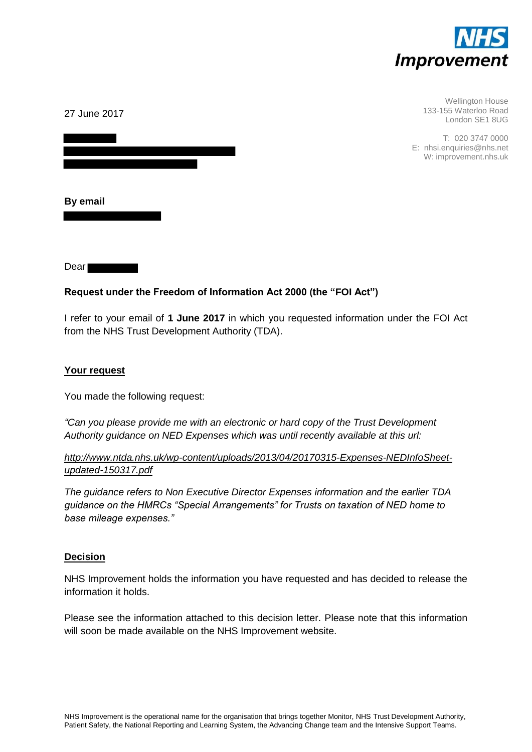NHS Improvement

27 June 2017

Wellington House
133-155 Waterloo Road
London SE1 8UG

T: 020 3747 0000
E: nhsi.enquiries@nhs.net
W: improvement.nhs.uk

**By email**

Dear

**Request under the Freedom of Information Act 2000 (the "FOI Act")**

I refer to your email of **1 June 2017** in which you requested information under the FOI Act from the NHS Trust Development Authority (TDA).

## Your request

You made the following request:

*"Can you please provide me with an electronic or hard copy of the Trust Development Authority guidance on NED Expenses which was until recently available at this url:*

*http://www.ntda.nhs.uk/wp-content/uploads/2013/04/20170315-Expenses-NEDInfoSheet-updated-150317.pdf*

*The guidance refers to Non Executive Director Expenses information and the earlier TDA guidance on the HMRCs "Special Arrangements" for Trusts on taxation of NED home to base mileage expenses."*

## Decision

NHS Improvement holds the information you have requested and has decided to release the information it holds.

Please see the information attached to this decision letter. Please note that this information will soon be made available on the NHS Improvement website.

NHS Improvement is the operational name for the organisation that brings together Monitor, NHS Trust Development Authority, Patient Safety, the National Reporting and Learning System, the Advancing Change team and the Intensive Support Teams.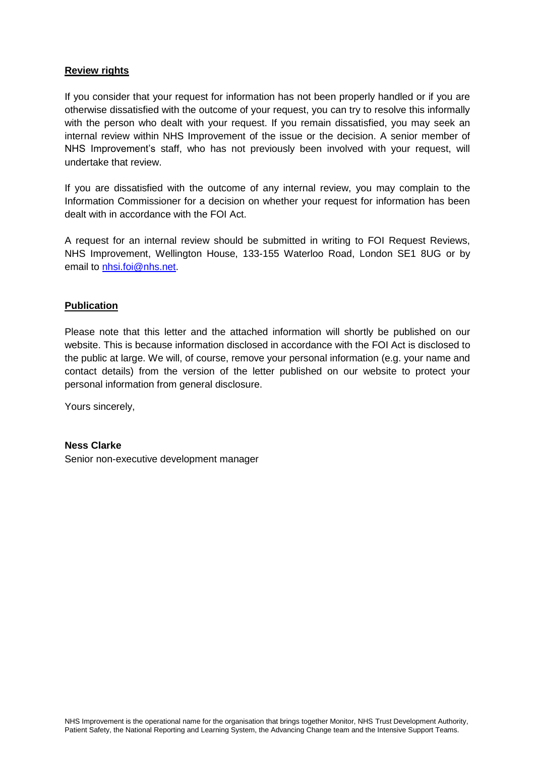**Review rights**

If you consider that your request for information has not been properly handled or if you are otherwise dissatisfied with the outcome of your request, you can try to resolve this informally with the person who dealt with your request. If you remain dissatisfied, you may seek an internal review within NHS Improvement of the issue or the decision. A senior member of NHS Improvement's staff, who has not previously been involved with your request, will undertake that review.

If you are dissatisfied with the outcome of any internal review, you may complain to the Information Commissioner for a decision on whether your request for information has been dealt with in accordance with the FOI Act.

A request for an internal review should be submitted in writing to FOI Request Reviews, NHS Improvement, Wellington House, 133-155 Waterloo Road, London SE1 8UG or by email to nhsi.foi@nhs.net.

**Publication**

Please note that this letter and the attached information will shortly be published on our website. This is because information disclosed in accordance with the FOI Act is disclosed to the public at large. We will, of course, remove your personal information (e.g. your name and contact details) from the version of the letter published on our website to protect your personal information from general disclosure.

Yours sincerely,

**Ness Clarke**
Senior non-executive development manager

NHS Improvement is the operational name for the organisation that brings together Monitor, NHS Trust Development Authority, Patient Safety, the National Reporting and Learning System, the Advancing Change team and the Intensive Support Teams.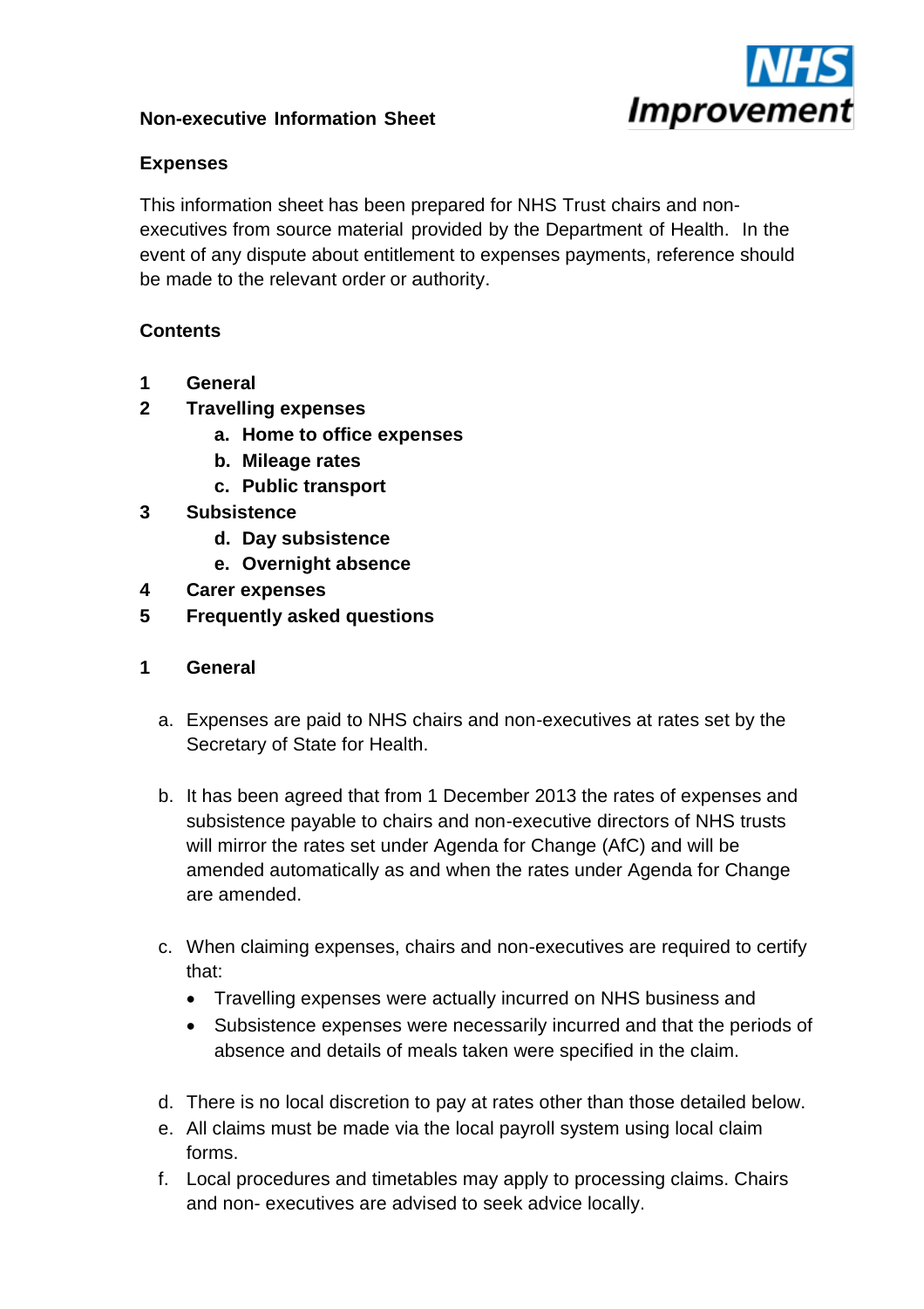**Non-executive Information Sheet**

**Expenses**

This information sheet has been prepared for NHS Trust chairs and non-executives from source material provided by the Department of Health. In the event of any dispute about entitlement to expenses payments, reference should be made to the relevant order or authority.

**Contents**

1. **General**
2. **Travelling expenses**
    a. **Home to office expenses**
    b. **Mileage rates**
    c. **Public transport**
3. **Subsistence**
    d. **Day subsistence**
    e. **Overnight absence**
4. **Carer expenses**
5. **Frequently asked questions**

## 1 General

a. Expenses are paid to NHS chairs and non-executives at rates set by the Secretary of State for Health.

b. It has been agreed that from 1 December 2013 the rates of expenses and subsistence payable to chairs and non-executive directors of NHS trusts will mirror the rates set under Agenda for Change (AfC) and will be amended automatically as and when the rates under Agenda for Change are amended.

c. When claiming expenses, chairs and non-executives are required to certify that:
    - Travelling expenses were actually incurred on NHS business and
    - Subsistence expenses were necessarily incurred and that the periods of absence and details of meals taken were specified in the claim.

d. There is no local discretion to pay at rates other than those detailed below.

e. All claims must be made via the local payroll system using local claim forms.

f. Local procedures and timetables may apply to processing claims. Chairs and non- executives are advised to seek advice locally.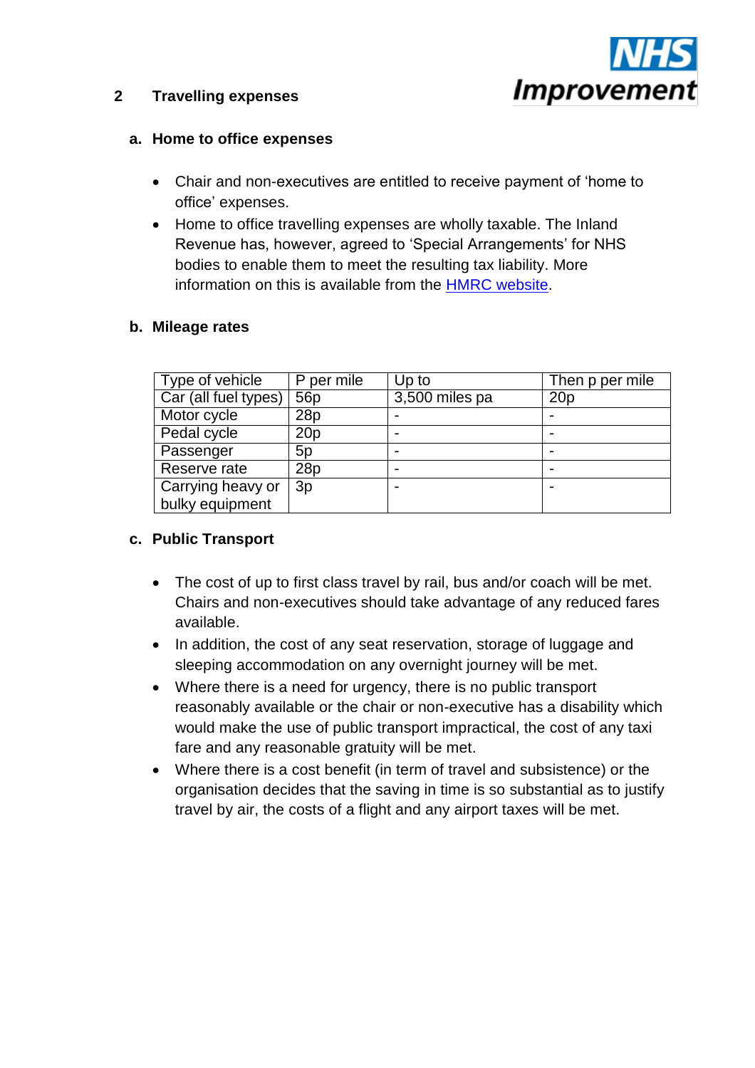## 2 Travelling expenses

### a. Home to office expenses

- Chair and non-executives are entitled to receive payment of 'home to office' expenses.
- Home to office travelling expenses are wholly taxable. The Inland Revenue has, however, agreed to 'Special Arrangements' for NHS bodies to enable them to meet the resulting tax liability. More information on this is available from the HMRC website.

### b. Mileage rates

| Type of vehicle | P per mile | Up to | Then p per mile |
|---|---|---|---|
| Car (all fuel types) | 56p | 3,500 miles pa | 20p |
| Motor cycle | 28p | - | - |
| Pedal cycle | 20p | - | - |
| Passenger | 5p | - | - |
| Reserve rate | 28p | - | - |
| Carrying heavy or bulky equipment | 3p | - | - |

### c. Public Transport

- The cost of up to first class travel by rail, bus and/or coach will be met. Chairs and non-executives should take advantage of any reduced fares available.
- In addition, the cost of any seat reservation, storage of luggage and sleeping accommodation on any overnight journey will be met.
- Where there is a need for urgency, there is no public transport reasonably available or the chair or non-executive has a disability which would make the use of public transport impractical, the cost of any taxi fare and any reasonable gratuity will be met.
- Where there is a cost benefit (in term of travel and subsistence) or the organisation decides that the saving in time is so substantial as to justify travel by air, the costs of a flight and any airport taxes will be met.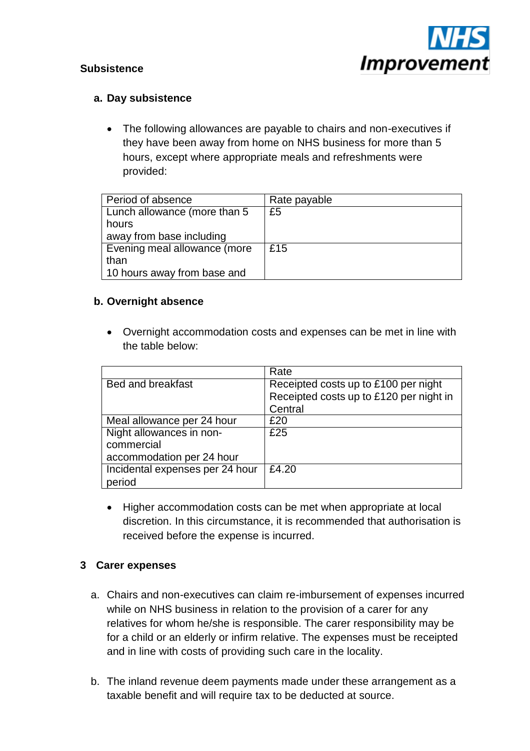**Subsistence**

**a. Day subsistence**

- The following allowances are payable to chairs and non-executives if they have been away from home on NHS business for more than 5 hours, except where appropriate meals and refreshments were provided:

| Period of absence | Rate payable |
| --- | --- |
| Lunch allowance (more than 5 hours away from base including | £5 |
| Evening meal allowance (more than 10 hours away from base and | £15 |

**b. Overnight absence**

- Overnight accommodation costs and expenses can be met in line with the table below:

| | Rate |
| --- | --- |
| Bed and breakfast | Receipted costs up to £100 per night<br>Receipted costs up to £120 per night in Central |
| Meal allowance per 24 hour | £20 |
| Night allowances in non-commercial accommodation per 24 hour | £25 |
| Incidental expenses per 24 hour period | £4.20 |

- Higher accommodation costs can be met when appropriate at local discretion. In this circumstance, it is recommended that authorisation is received before the expense is incurred.

## 3 Carer expenses

a. Chairs and non-executives can claim re-imbursement of expenses incurred while on NHS business in relation to the provision of a carer for any relatives for whom he/she is responsible. The carer responsibility may be for a child or an elderly or infirm relative. The expenses must be receipted and in line with costs of providing such care in the locality.

b. The inland revenue deem payments made under these arrangement as a taxable benefit and will require tax to be deducted at source.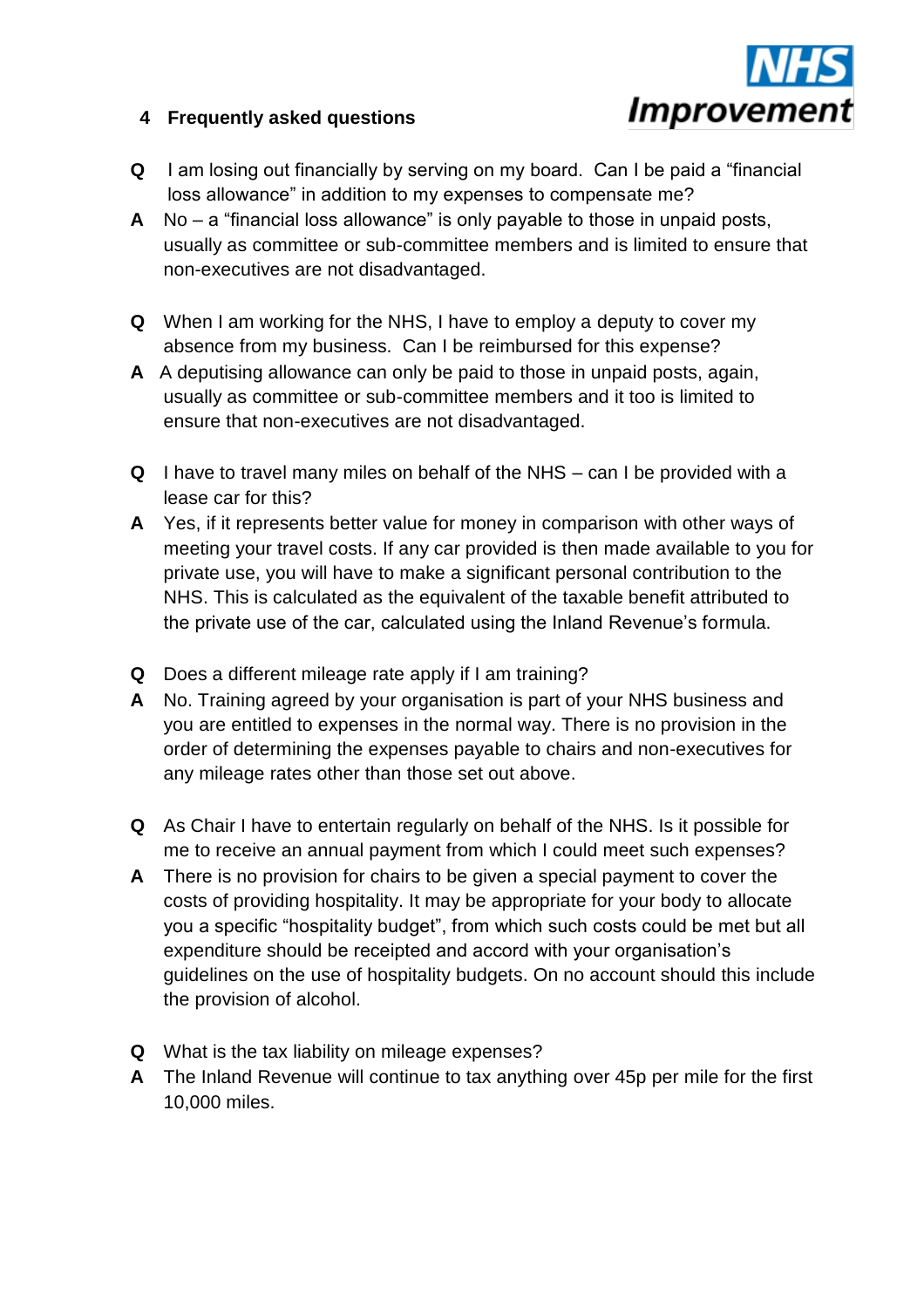## 4 Frequently asked questions

**Q** I am losing out financially by serving on my board. Can I be paid a "financial loss allowance" in addition to my expenses to compensate me?

**A** No – a "financial loss allowance" is only payable to those in unpaid posts, usually as committee or sub-committee members and is limited to ensure that non-executives are not disadvantaged.

**Q** When I am working for the NHS, I have to employ a deputy to cover my absence from my business. Can I be reimbursed for this expense?

**A** A deputising allowance can only be paid to those in unpaid posts, again, usually as committee or sub-committee members and it too is limited to ensure that non-executives are not disadvantaged.

**Q** I have to travel many miles on behalf of the NHS – can I be provided with a lease car for this?

**A** Yes, if it represents better value for money in comparison with other ways of meeting your travel costs. If any car provided is then made available to you for private use, you will have to make a significant personal contribution to the NHS. This is calculated as the equivalent of the taxable benefit attributed to the private use of the car, calculated using the Inland Revenue's formula.

**Q** Does a different mileage rate apply if I am training?

**A** No. Training agreed by your organisation is part of your NHS business and you are entitled to expenses in the normal way. There is no provision in the order of determining the expenses payable to chairs and non-executives for any mileage rates other than those set out above.

**Q** As Chair I have to entertain regularly on behalf of the NHS. Is it possible for me to receive an annual payment from which I could meet such expenses?

**A** There is no provision for chairs to be given a special payment to cover the costs of providing hospitality. It may be appropriate for your body to allocate you a specific "hospitality budget", from which such costs could be met but all expenditure should be receipted and accord with your organisation's guidelines on the use of hospitality budgets. On no account should this include the provision of alcohol.

**Q** What is the tax liability on mileage expenses?

**A** The Inland Revenue will continue to tax anything over 45p per mile for the first 10,000 miles.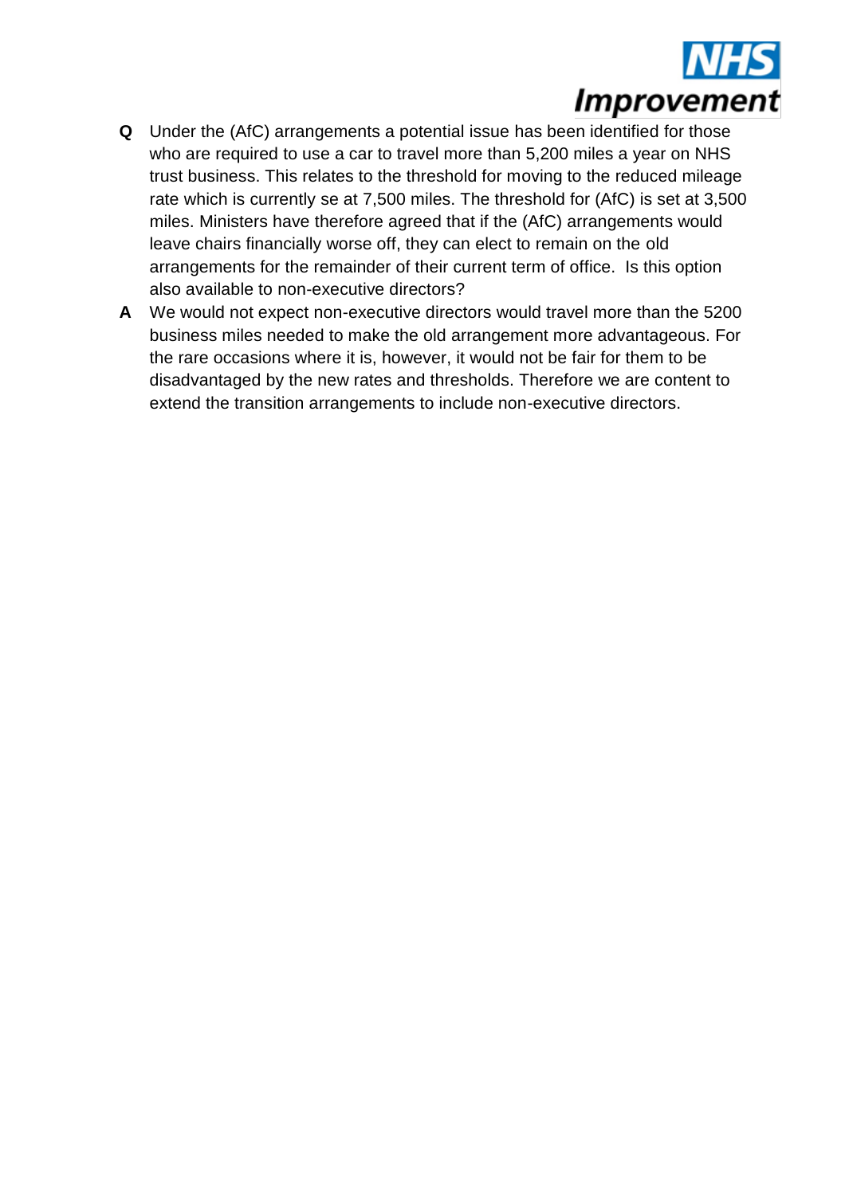**Q** Under the (AfC) arrangements a potential issue has been identified for those who are required to use a car to travel more than 5,200 miles a year on NHS trust business. This relates to the threshold for moving to the reduced mileage rate which is currently se at 7,500 miles. The threshold for (AfC) is set at 3,500 miles. Ministers have therefore agreed that if the (AfC) arrangements would leave chairs financially worse off, they can elect to remain on the old arrangements for the remainder of their current term of office. Is this option also available to non-executive directors?

**A** We would not expect non-executive directors would travel more than the 5200 business miles needed to make the old arrangement more advantageous. For the rare occasions where it is, however, it would not be fair for them to be disadvantaged by the new rates and thresholds. Therefore we are content to extend the transition arrangements to include non-executive directors.